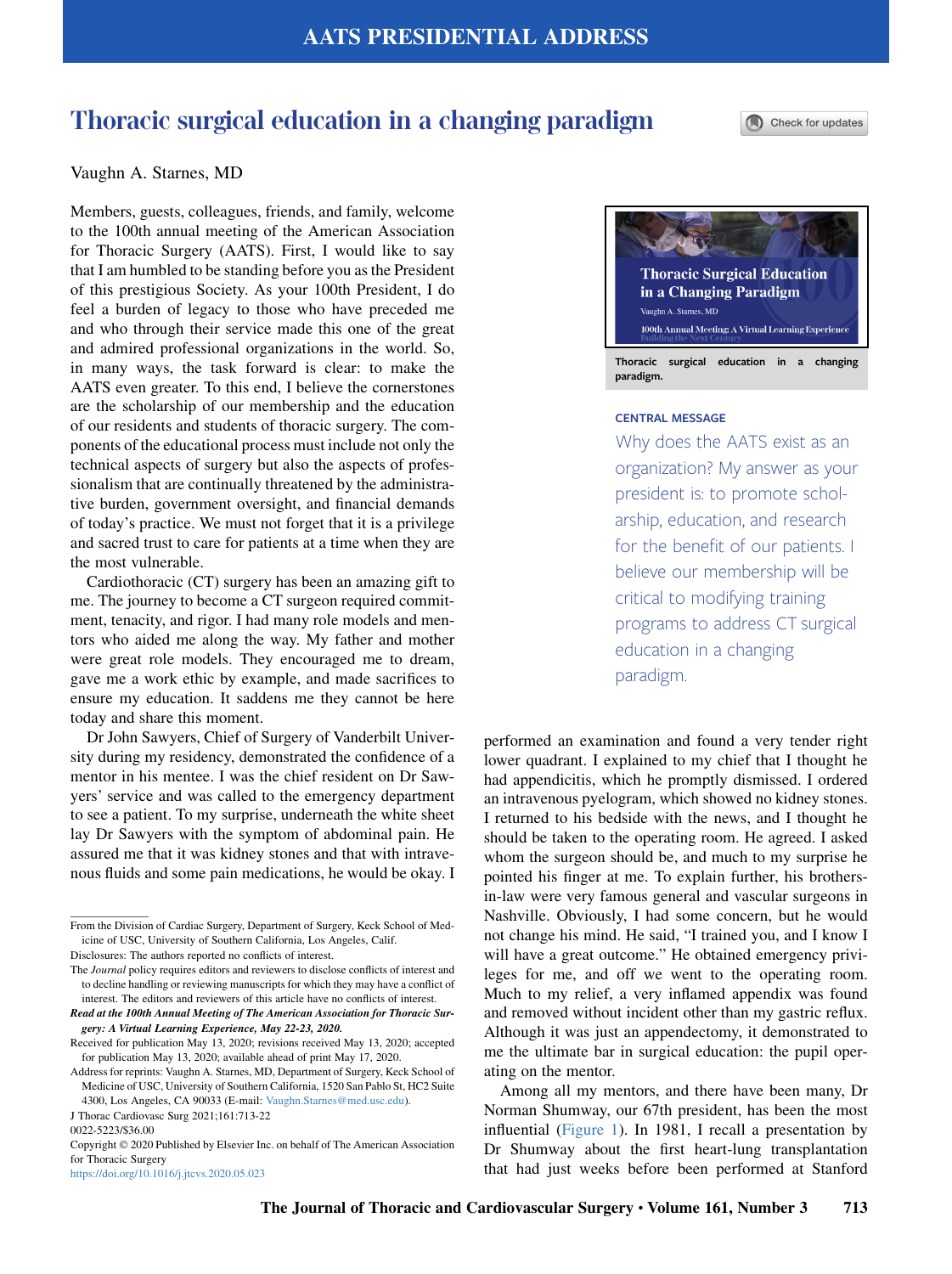AATS PRESIDENTIAL ADDRESS

# Thoracic surgical education in a changing paradigm

Vaughn A. Starnes, MD

Members, guests, colleagues, friends, and family, welcome to the 100th annual meeting of the American Association for Thoracic Surgery (AATS). First, I would like to say that I am humbled to be standing before you as the President of this prestigious Society. As your 100th President, I do feel a burden of legacy to those who have preceded me and who through their service made this one of the great and admired professional organizations in the world. So, in many ways, the task forward is clear: to make the AATS even greater. To this end, I believe the cornerstones are the scholarship of our membership and the education of our residents and students of thoracic surgery. The components of the educational process must include not only the technical aspects of surgery but also the aspects of professionalism that are continually threatened by the administrative burden, government oversight, and financial demands of today's practice. We must not forget that it is a privilege and sacred trust to care for patients at a time when they are the most vulnerable.

Thoracic Surgical Education in a Changing Paradigm
Vaughn A. Starnes, MD
100th Annual Meeting: A Virtual Learning Experience
Building the Next Century

Thoracic surgical education in a changing paradigm.

CENTRAL MESSAGE

Why does the AATS exist as an organization? My answer as your president is: to promote scholarship, education, and research for the benefit of our patients. I believe our membership will be critical to modifying training programs to address CT surgical education in a changing paradigm.

Cardiothoracic (CT) surgery has been an amazing gift to me. The journey to become a CT surgeon required commitment, tenacity, and rigor. I had many role models and mentors who aided me along the way. My father and mother were great role models. They encouraged me to dream, gave me a work ethic by example, and made sacrifices to ensure my education. It saddens me they cannot be here today and share this moment.

Dr John Sawyers, Chief of Surgery of Vanderbilt University during my residency, demonstrated the confidence of a mentor in his mentee. I was the chief resident on Dr Sawyers' service and was called to the emergency department to see a patient. To my surprise, underneath the white sheet lay Dr Sawyers with the symptom of abdominal pain. He assured me that it was kidney stones and that with intravenous fluids and some pain medications, he would be okay. I performed an examination and found a very tender right lower quadrant. I explained to my chief that I thought he had appendicitis, which he promptly dismissed. I ordered an intravenous pyelogram, which showed no kidney stones. I returned to his bedside with the news, and I thought he should be taken to the operating room. He agreed. I asked whom the surgeon should be, and much to my surprise he pointed his finger at me. To explain further, his brothers-in-law were very famous general and vascular surgeons in Nashville. Obviously, I had some concern, but he would not change his mind. He said, "I trained you, and I know I will have a great outcome." He obtained emergency privileges for me, and off we went to the operating room. Much to my relief, a very inflamed appendix was found and removed without incident other than my gastric reflux. Although it was just an appendectomy, it demonstrated to me the ultimate bar in surgical education: the pupil operating on the mentor.

Among all my mentors, and there have been many, Dr Norman Shumway, our 67th president, has been the most influential (Figure 1). In 1981, I recall a presentation by Dr Shumway about the first heart-lung transplantation that had just weeks before been performed at Stanford

From the Division of Cardiac Surgery, Department of Surgery, Keck School of Medicine of USC, University of Southern California, Los Angeles, Calif.

Disclosures: The authors reported no conflicts of interest.

The *Journal* policy requires editors and reviewers to disclose conflicts of interest and to decline handling or reviewing manuscripts for which they may have a conflict of interest. The editors and reviewers of this article have no conflicts of interest.

***Read at the 100th Annual Meeting of The American Association for Thoracic Surgery: A Virtual Learning Experience, May 22-23, 2020.***

Received for publication May 13, 2020; revisions received May 13, 2020; accepted for publication May 13, 2020; available ahead of print May 17, 2020.

Address for reprints: Vaughn A. Starnes, MD, Department of Surgery, Keck School of Medicine of USC, University of Southern California, 1520 San Pablo St, HC2 Suite 4300, Los Angeles, CA 90033 (E-mail: Vaughn.Starnes@med.usc.edu).

J Thorac Cardiovasc Surg 2021;161:713-22

0022-5223/$36.00

Copyright © 2020 Published by Elsevier Inc. on behalf of The American Association for Thoracic Surgery

https://doi.org/10.1016/j.jtcvs.2020.05.023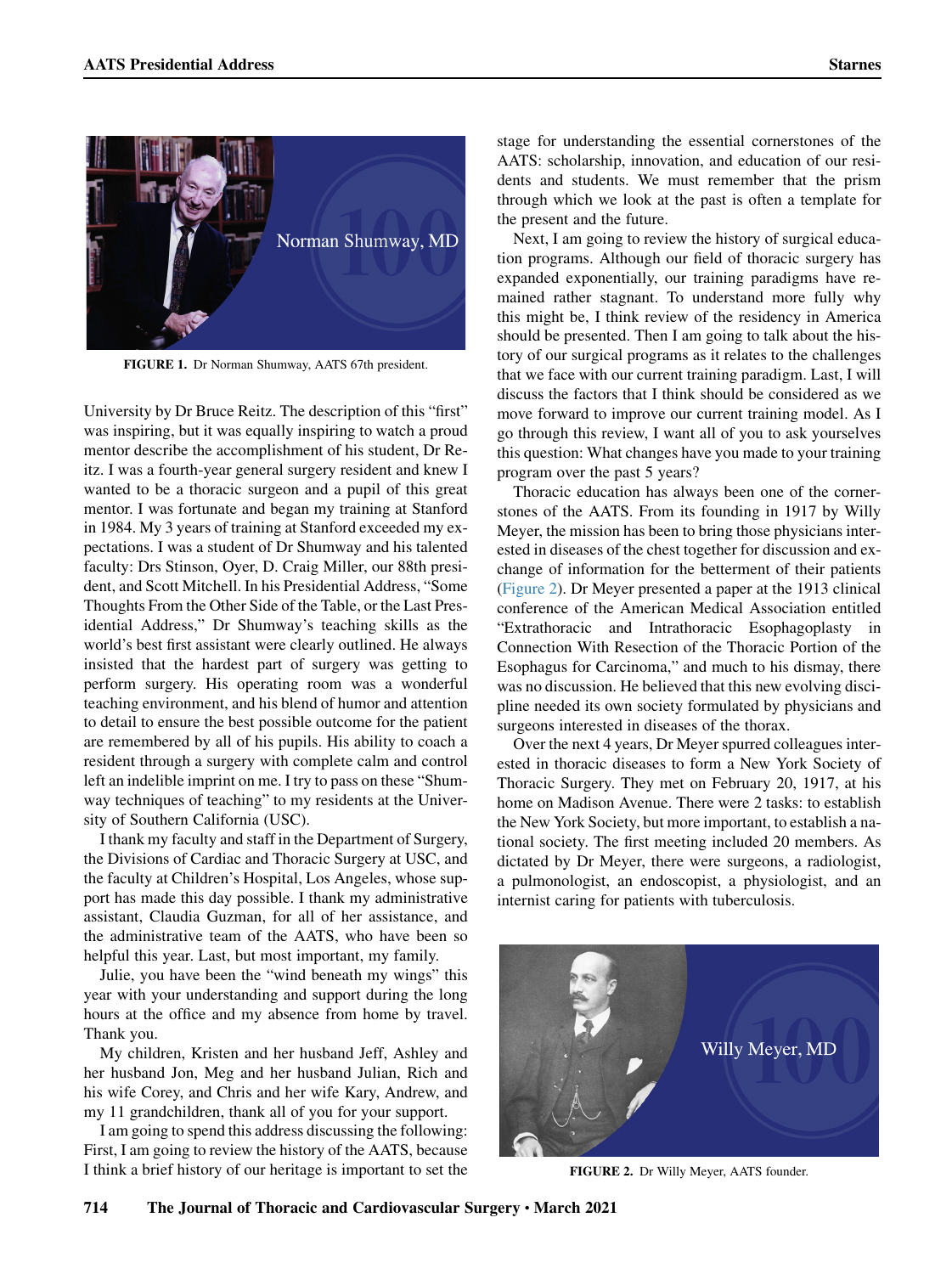FIGURE 1. Dr Norman Shumway, AATS 67th president.

University by Dr Bruce Reitz. The description of this "first" was inspiring, but it was equally inspiring to watch a proud mentor describe the accomplishment of his student, Dr Reitz. I was a fourth-year general surgery resident and knew I wanted to be a thoracic surgeon and a pupil of this great mentor. I was fortunate and began my training at Stanford in 1984. My 3 years of training at Stanford exceeded my expectations. I was a student of Dr Shumway and his talented faculty: Drs Stinson, Oyer, D. Craig Miller, our 88th president, and Scott Mitchell. In his Presidential Address, "Some Thoughts From the Other Side of the Table, or the Last Presidential Address," Dr Shumway's teaching skills as the world's best first assistant were clearly outlined. He always insisted that the hardest part of surgery was getting to perform surgery. His operating room was a wonderful teaching environment, and his blend of humor and attention to detail to ensure the best possible outcome for the patient are remembered by all of his pupils. His ability to coach a resident through a surgery with complete calm and control left an indelible imprint on me. I try to pass on these "Shumway techniques of teaching" to my residents at the University of Southern California (USC).

I thank my faculty and staff in the Department of Surgery, the Divisions of Cardiac and Thoracic Surgery at USC, and the faculty at Children's Hospital, Los Angeles, whose support has made this day possible. I thank my administrative assistant, Claudia Guzman, for all of her assistance, and the administrative team of the AATS, who have been so helpful this year. Last, but most important, my family.

Julie, you have been the "wind beneath my wings" this year with your understanding and support during the long hours at the office and my absence from home by travel. Thank you.

My children, Kristen and her husband Jeff, Ashley and her husband Jon, Meg and her husband Julian, Rich and his wife Corey, and Chris and her wife Kary, Andrew, and my 11 grandchildren, thank all of you for your support.

I am going to spend this address discussing the following: First, I am going to review the history of the AATS, because I think a brief history of our heritage is important to set the stage for understanding the essential cornerstones of the AATS: scholarship, innovation, and education of our residents and students. We must remember that the prism through which we look at the past is often a template for the present and the future.

Next, I am going to review the history of surgical education programs. Although our field of thoracic surgery has expanded exponentially, our training paradigms have remained rather stagnant. To understand more fully why this might be, I think review of the residency in America should be presented. Then I am going to talk about the history of our surgical programs as it relates to the challenges that we face with our current training paradigm. Last, I will discuss the factors that I think should be considered as we move forward to improve our current training model. As I go through this review, I want all of you to ask yourselves this question: What changes have you made to your training program over the past 5 years?

Thoracic education has always been one of the cornerstones of the AATS. From its founding in 1917 by Willy Meyer, the mission has been to bring those physicians interested in diseases of the chest together for discussion and exchange of information for the betterment of their patients (Figure 2). Dr Meyer presented a paper at the 1913 clinical conference of the American Medical Association entitled "Extrathoracic and Intrathoracic Esophagoplasty in Connection With Resection of the Thoracic Portion of the Esophagus for Carcinoma," and much to his dismay, there was no discussion. He believed that this new evolving discipline needed its own society formulated by physicians and surgeons interested in diseases of the thorax.

Over the next 4 years, Dr Meyer spurred colleagues interested in thoracic diseases to form a New York Society of Thoracic Surgery. They met on February 20, 1917, at his home on Madison Avenue. There were 2 tasks: to establish the New York Society, but more important, to establish a national society. The first meeting included 20 members. As dictated by Dr Meyer, there were surgeons, a radiologist, a pulmonologist, an endoscopist, a physiologist, and an internist caring for patients with tuberculosis.

FIGURE 2. Dr Willy Meyer, AATS founder.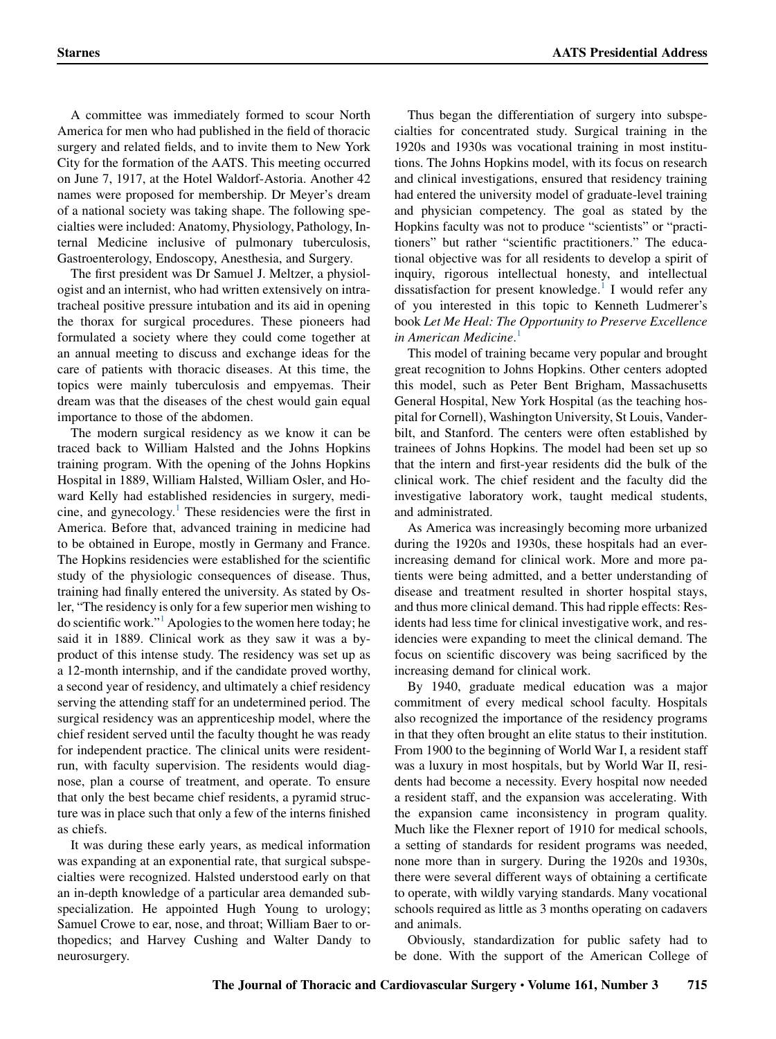A committee was immediately formed to scour North America for men who had published in the field of thoracic surgery and related fields, and to invite them to New York City for the formation of the AATS. This meeting occurred on June 7, 1917, at the Hotel Waldorf-Astoria. Another 42 names were proposed for membership. Dr Meyer's dream of a national society was taking shape. The following specialties were included: Anatomy, Physiology, Pathology, Internal Medicine inclusive of pulmonary tuberculosis, Gastroenterology, Endoscopy, Anesthesia, and Surgery.

The first president was Dr Samuel J. Meltzer, a physiologist and an internist, who had written extensively on intratracheal positive pressure intubation and its aid in opening the thorax for surgical procedures. These pioneers had formulated a society where they could come together at an annual meeting to discuss and exchange ideas for the care of patients with thoracic diseases. At this time, the topics were mainly tuberculosis and empyemas. Their dream was that the diseases of the chest would gain equal importance to those of the abdomen.

The modern surgical residency as we know it can be traced back to William Halsted and the Johns Hopkins training program. With the opening of the Johns Hopkins Hospital in 1889, William Halsted, William Osler, and Howard Kelly had established residencies in surgery, medicine, and gynecology.[1] These residencies were the first in America. Before that, advanced training in medicine had to be obtained in Europe, mostly in Germany and France. The Hopkins residencies were established for the scientific study of the physiologic consequences of disease. Thus, training had finally entered the university. As stated by Osler, "The residency is only for a few superior men wishing to do scientific work."[1] Apologies to the women here today; he said it in 1889. Clinical work as they saw it was a by-product of this intense study. The residency was set up as a 12-month internship, and if the candidate proved worthy, a second year of residency, and ultimately a chief residency serving the attending staff for an undetermined period. The surgical residency was an apprenticeship model, where the chief resident served until the faculty thought he was ready for independent practice. The clinical units were resident-run, with faculty supervision. The residents would diagnose, plan a course of treatment, and operate. To ensure that only the best became chief residents, a pyramid structure was in place such that only a few of the interns finished as chiefs.

It was during these early years, as medical information was expanding at an exponential rate, that surgical subspecialties were recognized. Halsted understood early on that an in-depth knowledge of a particular area demanded subspecialization. He appointed Hugh Young to urology; Samuel Crowe to ear, nose, and throat; William Baer to orthopedics; and Harvey Cushing and Walter Dandy to neurosurgery.

Thus began the differentiation of surgery into subspecialties for concentrated study. Surgical training in the 1920s and 1930s was vocational training in most institutions. The Johns Hopkins model, with its focus on research and clinical investigations, ensured that residency training had entered the university model of graduate-level training and physician competency. The goal as stated by the Hopkins faculty was not to produce "scientists" or "practitioners" but rather "scientific practitioners." The educational objective was for all residents to develop a spirit of inquiry, rigorous intellectual honesty, and intellectual dissatisfaction for present knowledge.[1] I would refer any of you interested in this topic to Kenneth Ludmerer's book *Let Me Heal: The Opportunity to Preserve Excellence in American Medicine*.[1]

This model of training became very popular and brought great recognition to Johns Hopkins. Other centers adopted this model, such as Peter Bent Brigham, Massachusetts General Hospital, New York Hospital (as the teaching hospital for Cornell), Washington University, St Louis, Vanderbilt, and Stanford. The centers were often established by trainees of Johns Hopkins. The model had been set up so that the intern and first-year residents did the bulk of the clinical work. The chief resident and the faculty did the investigative laboratory work, taught medical students, and administrated.

As America was increasingly becoming more urbanized during the 1920s and 1930s, these hospitals had an ever-increasing demand for clinical work. More and more patients were being admitted, and a better understanding of disease and treatment resulted in shorter hospital stays, and thus more clinical demand. This had ripple effects: Residents had less time for clinical investigative work, and residencies were expanding to meet the clinical demand. The focus on scientific discovery was being sacrificed by the increasing demand for clinical work.

By 1940, graduate medical education was a major commitment of every medical school faculty. Hospitals also recognized the importance of the residency programs in that they often brought an elite status to their institution. From 1900 to the beginning of World War I, a resident staff was a luxury in most hospitals, but by World War II, residents had become a necessity. Every hospital now needed a resident staff, and the expansion was accelerating. With the expansion came inconsistency in program quality. Much like the Flexner report of 1910 for medical schools, a setting of standards for resident programs was needed, none more than in surgery. During the 1920s and 1930s, there were several different ways of obtaining a certificate to operate, with wildly varying standards. Many vocational schools required as little as 3 months operating on cadavers and animals.

Obviously, standardization for public safety had to be done. With the support of the American College of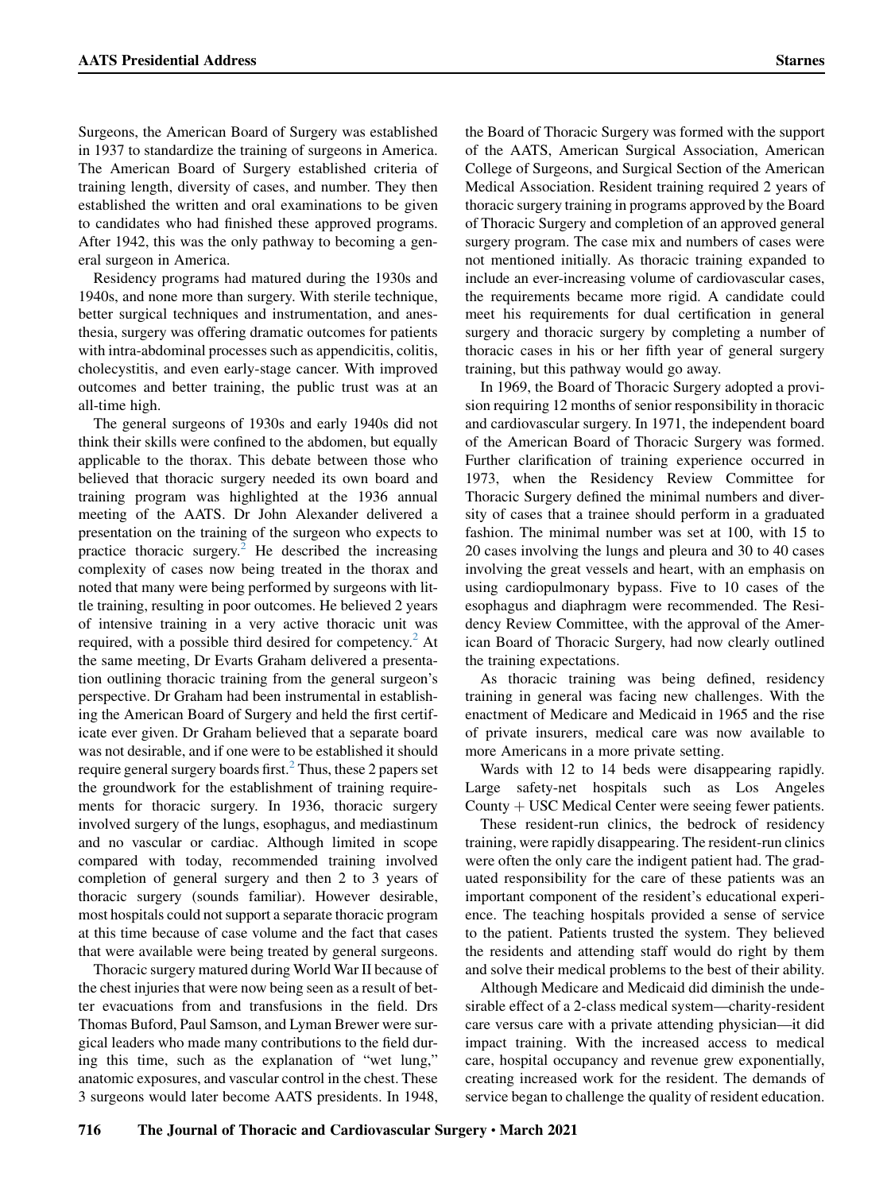Surgeons, the American Board of Surgery was established in 1937 to standardize the training of surgeons in America. The American Board of Surgery established criteria of training length, diversity of cases, and number. They then established the written and oral examinations to be given to candidates who had finished these approved programs. After 1942, this was the only pathway to becoming a general surgeon in America.

Residency programs had matured during the 1930s and 1940s, and none more than surgery. With sterile technique, better surgical techniques and instrumentation, and anesthesia, surgery was offering dramatic outcomes for patients with intra-abdominal processes such as appendicitis, colitis, cholecystitis, and even early-stage cancer. With improved outcomes and better training, the public trust was at an all-time high.

The general surgeons of 1930s and early 1940s did not think their skills were confined to the abdomen, but equally applicable to the thorax. This debate between those who believed that thoracic surgery needed its own board and training program was highlighted at the 1936 annual meeting of the AATS. Dr John Alexander delivered a presentation on the training of the surgeon who expects to practice thoracic surgery.[2] He described the increasing complexity of cases now being treated in the thorax and noted that many were being performed by surgeons with little training, resulting in poor outcomes. He believed 2 years of intensive training in a very active thoracic unit was required, with a possible third desired for competency.[2] At the same meeting, Dr Evarts Graham delivered a presentation outlining thoracic training from the general surgeon's perspective. Dr Graham had been instrumental in establishing the American Board of Surgery and held the first certificate ever given. Dr Graham believed that a separate board was not desirable, and if one were to be established it should require general surgery boards first.[2] Thus, these 2 papers set the groundwork for the establishment of training requirements for thoracic surgery. In 1936, thoracic surgery involved surgery of the lungs, esophagus, and mediastinum and no vascular or cardiac. Although limited in scope compared with today, recommended training involved completion of general surgery and then 2 to 3 years of thoracic surgery (sounds familiar). However desirable, most hospitals could not support a separate thoracic program at this time because of case volume and the fact that cases that were available were being treated by general surgeons.

Thoracic surgery matured during World War II because of the chest injuries that were now being seen as a result of better evacuations from and transfusions in the field. Drs Thomas Buford, Paul Samson, and Lyman Brewer were surgical leaders who made many contributions to the field during this time, such as the explanation of "wet lung," anatomic exposures, and vascular control in the chest. These 3 surgeons would later become AATS presidents. In 1948, the Board of Thoracic Surgery was formed with the support of the AATS, American Surgical Association, American College of Surgeons, and Surgical Section of the American Medical Association. Resident training required 2 years of thoracic surgery training in programs approved by the Board of Thoracic Surgery and completion of an approved general surgery program. The case mix and numbers of cases were not mentioned initially. As thoracic training expanded to include an ever-increasing volume of cardiovascular cases, the requirements became more rigid. A candidate could meet his requirements for dual certification in general surgery and thoracic surgery by completing a number of thoracic cases in his or her fifth year of general surgery training, but this pathway would go away.

In 1969, the Board of Thoracic Surgery adopted a provision requiring 12 months of senior responsibility in thoracic and cardiovascular surgery. In 1971, the independent board of the American Board of Thoracic Surgery was formed. Further clarification of training experience occurred in 1973, when the Residency Review Committee for Thoracic Surgery defined the minimal numbers and diversity of cases that a trainee should perform in a graduated fashion. The minimal number was set at 100, with 15 to 20 cases involving the lungs and pleura and 30 to 40 cases involving the great vessels and heart, with an emphasis on using cardiopulmonary bypass. Five to 10 cases of the esophagus and diaphragm were recommended. The Residency Review Committee, with the approval of the American Board of Thoracic Surgery, had now clearly outlined the training expectations.

As thoracic training was being defined, residency training in general was facing new challenges. With the enactment of Medicare and Medicaid in 1965 and the rise of private insurers, medical care was now available to more Americans in a more private setting.

Wards with 12 to 14 beds were disappearing rapidly. Large safety-net hospitals such as Los Angeles County + USC Medical Center were seeing fewer patients.

These resident-run clinics, the bedrock of residency training, were rapidly disappearing. The resident-run clinics were often the only care the indigent patient had. The graduated responsibility for the care of these patients was an important component of the resident's educational experience. The teaching hospitals provided a sense of service to the patient. Patients trusted the system. They believed the residents and attending staff would do right by them and solve their medical problems to the best of their ability.

Although Medicare and Medicaid did diminish the undesirable effect of a 2-class medical system—charity-resident care versus care with a private attending physician—it did impact training. With the increased access to medical care, hospital occupancy and revenue grew exponentially, creating increased work for the resident. The demands of service began to challenge the quality of resident education.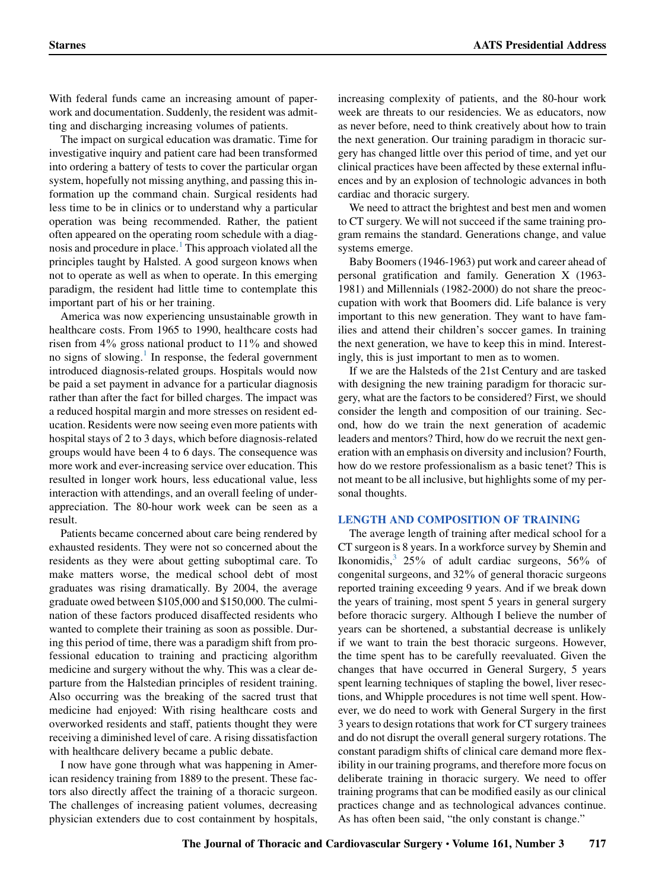With federal funds came an increasing amount of paperwork and documentation. Suddenly, the resident was admitting and discharging increasing volumes of patients.

The impact on surgical education was dramatic. Time for investigative inquiry and patient care had been transformed into ordering a battery of tests to cover the particular organ system, hopefully not missing anything, and passing this information up the command chain. Surgical residents had less time to be in clinics or to understand why a particular operation was being recommended. Rather, the patient often appeared on the operating room schedule with a diagnosis and procedure in place.[1] This approach violated all the principles taught by Halsted. A good surgeon knows when not to operate as well as when to operate. In this emerging paradigm, the resident had little time to contemplate this important part of his or her training.

America was now experiencing unsustainable growth in healthcare costs. From 1965 to 1990, healthcare costs had risen from 4% gross national product to 11% and showed no signs of slowing.[1] In response, the federal government introduced diagnosis-related groups. Hospitals would now be paid a set payment in advance for a particular diagnosis rather than after the fact for billed charges. The impact was a reduced hospital margin and more stresses on resident education. Residents were now seeing even more patients with hospital stays of 2 to 3 days, which before diagnosis-related groups would have been 4 to 6 days. The consequence was more work and ever-increasing service over education. This resulted in longer work hours, less educational value, less interaction with attendings, and an overall feeling of underappreciation. The 80-hour work week can be seen as a result.

Patients became concerned about care being rendered by exhausted residents. They were not so concerned about the residents as they were about getting suboptimal care. To make matters worse, the medical school debt of most graduates was rising dramatically. By 2004, the average graduate owed between $105,000 and $150,000. The culmination of these factors produced disaffected residents who wanted to complete their training as soon as possible. During this period of time, there was a paradigm shift from professional education to training and practicing algorithm medicine and surgery without the why. This was a clear departure from the Halstedian principles of resident training. Also occurring was the breaking of the sacred trust that medicine had enjoyed: With rising healthcare costs and overworked residents and staff, patients thought they were receiving a diminished level of care. A rising dissatisfaction with healthcare delivery became a public debate.

I now have gone through what was happening in American residency training from 1889 to the present. These factors also directly affect the training of a thoracic surgeon. The challenges of increasing patient volumes, decreasing physician extenders due to cost containment by hospitals, increasing complexity of patients, and the 80-hour work week are threats to our residencies. We as educators, now as never before, need to think creatively about how to train the next generation. Our training paradigm in thoracic surgery has changed little over this period of time, and yet our clinical practices have been affected by these external influences and by an explosion of technologic advances in both cardiac and thoracic surgery.

We need to attract the brightest and best men and women to CT surgery. We will not succeed if the same training program remains the standard. Generations change, and value systems emerge.

Baby Boomers (1946-1963) put work and career ahead of personal gratification and family. Generation X (1963-1981) and Millennials (1982-2000) do not share the preoccupation with work that Boomers did. Life balance is very important to this new generation. They want to have families and attend their children's soccer games. In training the next generation, we have to keep this in mind. Interestingly, this is just important to men as to women.

If we are the Halsteds of the 21st Century and are tasked with designing the new training paradigm for thoracic surgery, what are the factors to be considered? First, we should consider the length and composition of our training. Second, how do we train the next generation of academic leaders and mentors? Third, how do we recruit the next generation with an emphasis on diversity and inclusion? Fourth, how do we restore professionalism as a basic tenet? This is not meant to be all inclusive, but highlights some of my personal thoughts.

## LENGTH AND COMPOSITION OF TRAINING

The average length of training after medical school for a CT surgeon is 8 years. In a workforce survey by Shemin and Ikonomidis,[3] 25% of adult cardiac surgeons, 56% of congenital surgeons, and 32% of general thoracic surgeons reported training exceeding 9 years. And if we break down the years of training, most spent 5 years in general surgery before thoracic surgery. Although I believe the number of years can be shortened, a substantial decrease is unlikely if we want to train the best thoracic surgeons. However, the time spent has to be carefully reevaluated. Given the changes that have occurred in General Surgery, 5 years spent learning techniques of stapling the bowel, liver resections, and Whipple procedures is not time well spent. However, we do need to work with General Surgery in the first 3 years to design rotations that work for CT surgery trainees and do not disrupt the overall general surgery rotations. The constant paradigm shifts of clinical care demand more flexibility in our training programs, and therefore more focus on deliberate training in thoracic surgery. We need to offer training programs that can be modified easily as our clinical practices change and as technological advances continue. As has often been said, "the only constant is change."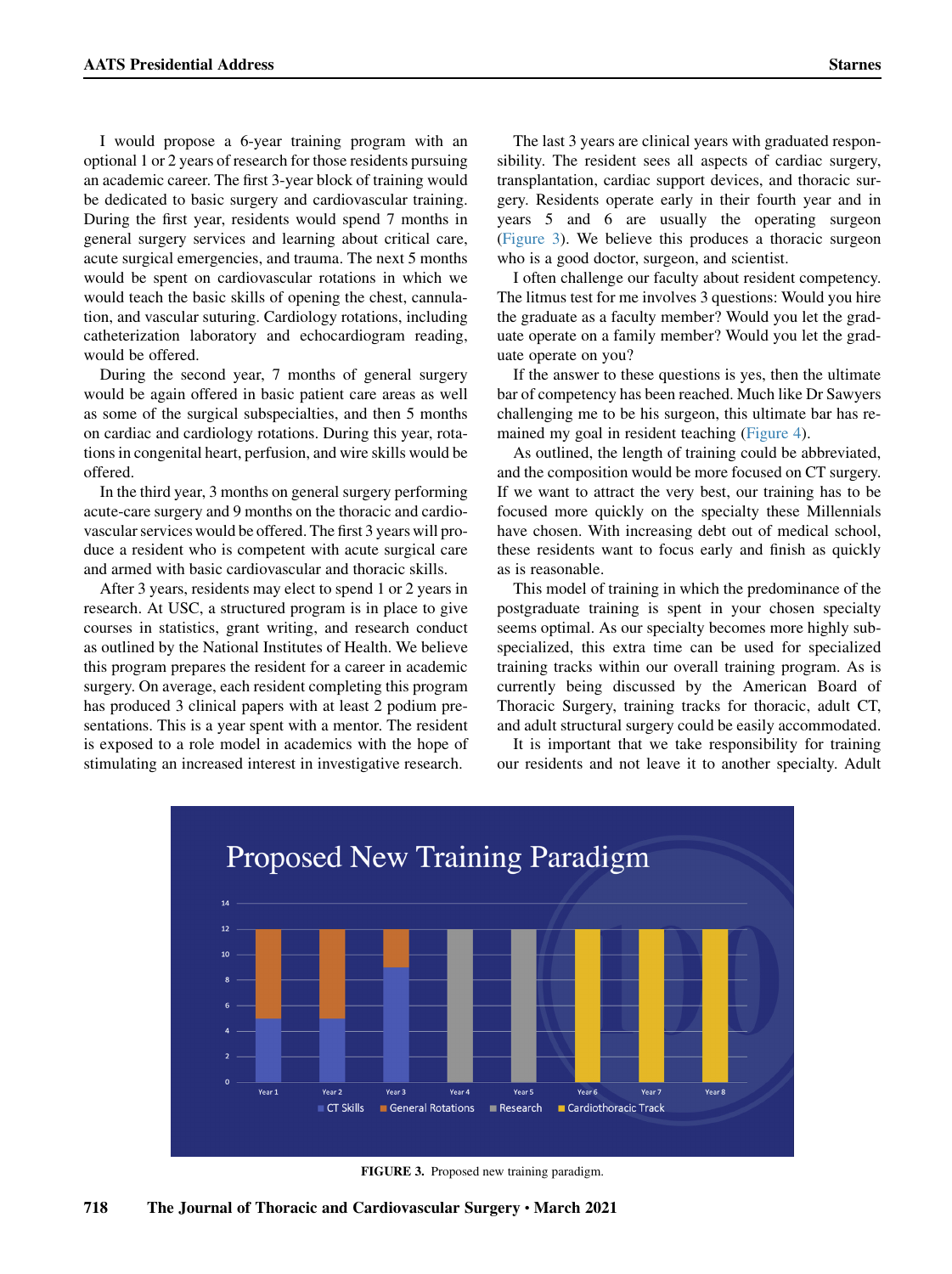I would propose a 6-year training program with an optional 1 or 2 years of research for those residents pursuing an academic career. The first 3-year block of training would be dedicated to basic surgery and cardiovascular training. During the first year, residents would spend 7 months in general surgery services and learning about critical care, acute surgical emergencies, and trauma. The next 5 months would be spent on cardiovascular rotations in which we would teach the basic skills of opening the chest, cannulation, and vascular suturing. Cardiology rotations, including catheterization laboratory and echocardiogram reading, would be offered.

During the second year, 7 months of general surgery would be again offered in basic patient care areas as well as some of the surgical subspecialties, and then 5 months on cardiac and cardiology rotations. During this year, rotations in congenital heart, perfusion, and wire skills would be offered.

In the third year, 3 months on general surgery performing acute-care surgery and 9 months on the thoracic and cardiovascular services would be offered. The first 3 years will produce a resident who is competent with acute surgical care and armed with basic cardiovascular and thoracic skills.

After 3 years, residents may elect to spend 1 or 2 years in research. At USC, a structured program is in place to give courses in statistics, grant writing, and research conduct as outlined by the National Institutes of Health. We believe this program prepares the resident for a career in academic surgery. On average, each resident completing this program has produced 3 clinical papers with at least 2 podium presentations. This is a year spent with a mentor. The resident is exposed to a role model in academics with the hope of stimulating an increased interest in investigative research.

The last 3 years are clinical years with graduated responsibility. The resident sees all aspects of cardiac surgery, transplantation, cardiac support devices, and thoracic surgery. Residents operate early in their fourth year and in years 5 and 6 are usually the operating surgeon (Figure 3). We believe this produces a thoracic surgeon who is a good doctor, surgeon, and scientist.

I often challenge our faculty about resident competency. The litmus test for me involves 3 questions: Would you hire the graduate as a faculty member? Would you let the graduate operate on a family member? Would you let the graduate operate on you?

If the answer to these questions is yes, then the ultimate bar of competency has been reached. Much like Dr Sawyers challenging me to be his surgeon, this ultimate bar has remained my goal in resident teaching (Figure 4).

As outlined, the length of training could be abbreviated, and the composition would be more focused on CT surgery. If we want to attract the very best, our training has to be focused more quickly on the specialty these Millennials have chosen. With increasing debt out of medical school, these residents want to focus early and finish as quickly as is reasonable.

This model of training in which the predominance of the postgraduate training is spent in your chosen specialty seems optimal. As our specialty becomes more highly subspecialized, this extra time can be used for specialized training tracks within our overall training program. As is currently being discussed by the American Board of Thoracic Surgery, training tracks for thoracic, adult CT, and adult structural surgery could be easily accommodated.

It is important that we take responsibility for training our residents and not leave it to another specialty. Adult

Proposed New Training Paradigm

14
12
10
8
6
4
2
0

Year 1 Year 2 Year 3 Year 4 Year 5 Year 6 Year 7 Year 8

CT Skills · General Rotations · Research · Cardiothoracic Track

**FIGURE 3.** Proposed new training paradigm.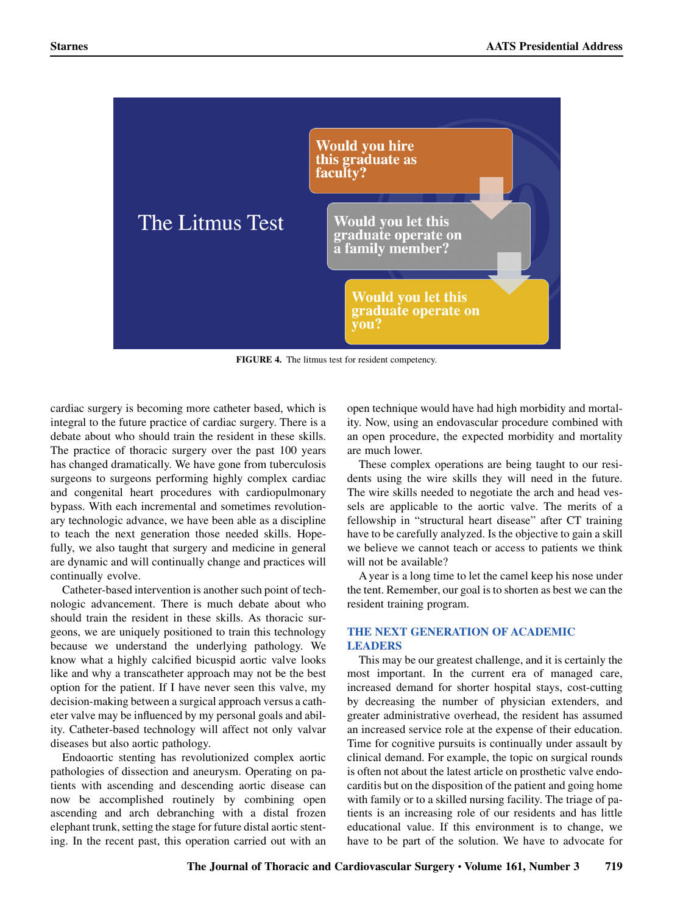The Litmus Test

Would you hire this graduate as faculty?

Would you let this graduate operate on a family member?

Would you let this graduate operate on you?

**FIGURE 4.** The litmus test for resident competency.

cardiac surgery is becoming more catheter based, which is integral to the future practice of cardiac surgery. There is a debate about who should train the resident in these skills. The practice of thoracic surgery over the past 100 years has changed dramatically. We have gone from tuberculosis surgeons to surgeons performing highly complex cardiac and congenital heart procedures with cardiopulmonary bypass. With each incremental and sometimes revolutionary technologic advance, we have been able as a discipline to teach the next generation those needed skills. Hopefully, we also taught that surgery and medicine in general are dynamic and will continually change and practices will continually evolve.

Catheter-based intervention is another such point of technologic advancement. There is much debate about who should train the resident in these skills. As thoracic surgeons, we are uniquely positioned to train this technology because we understand the underlying pathology. We know what a highly calcified bicuspid aortic valve looks like and why a transcatheter approach may not be the best option for the patient. If I have never seen this valve, my decision-making between a surgical approach versus a catheter valve may be influenced by my personal goals and ability. Catheter-based technology will affect not only valvar diseases but also aortic pathology.

Endoaortic stenting has revolutionized complex aortic pathologies of dissection and aneurysm. Operating on patients with ascending and descending aortic disease can now be accomplished routinely by combining open ascending and arch debranching with a distal frozen elephant trunk, setting the stage for future distal aortic stenting. In the recent past, this operation carried out with an open technique would have had high morbidity and mortality. Now, using an endovascular procedure combined with an open procedure, the expected morbidity and mortality are much lower.

These complex operations are being taught to our residents using the wire skills they will need in the future. The wire skills needed to negotiate the arch and head vessels are applicable to the aortic valve. The merits of a fellowship in "structural heart disease" after CT training have to be carefully analyzed. Is the objective to gain a skill we believe we cannot teach or access to patients we think will not be available?

A year is a long time to let the camel keep his nose under the tent. Remember, our goal is to shorten as best we can the resident training program.

## THE NEXT GENERATION OF ACADEMIC LEADERS

This may be our greatest challenge, and it is certainly the most important. In the current era of managed care, increased demand for shorter hospital stays, cost-cutting by decreasing the number of physician extenders, and greater administrative overhead, the resident has assumed an increased service role at the expense of their education. Time for cognitive pursuits is continually under assault by clinical demand. For example, the topic on surgical rounds is often not about the latest article on prosthetic valve endocarditis but on the disposition of the patient and going home with family or to a skilled nursing facility. The triage of patients is an increasing role of our residents and has little educational value. If this environment is to change, we have to be part of the solution. We have to advocate for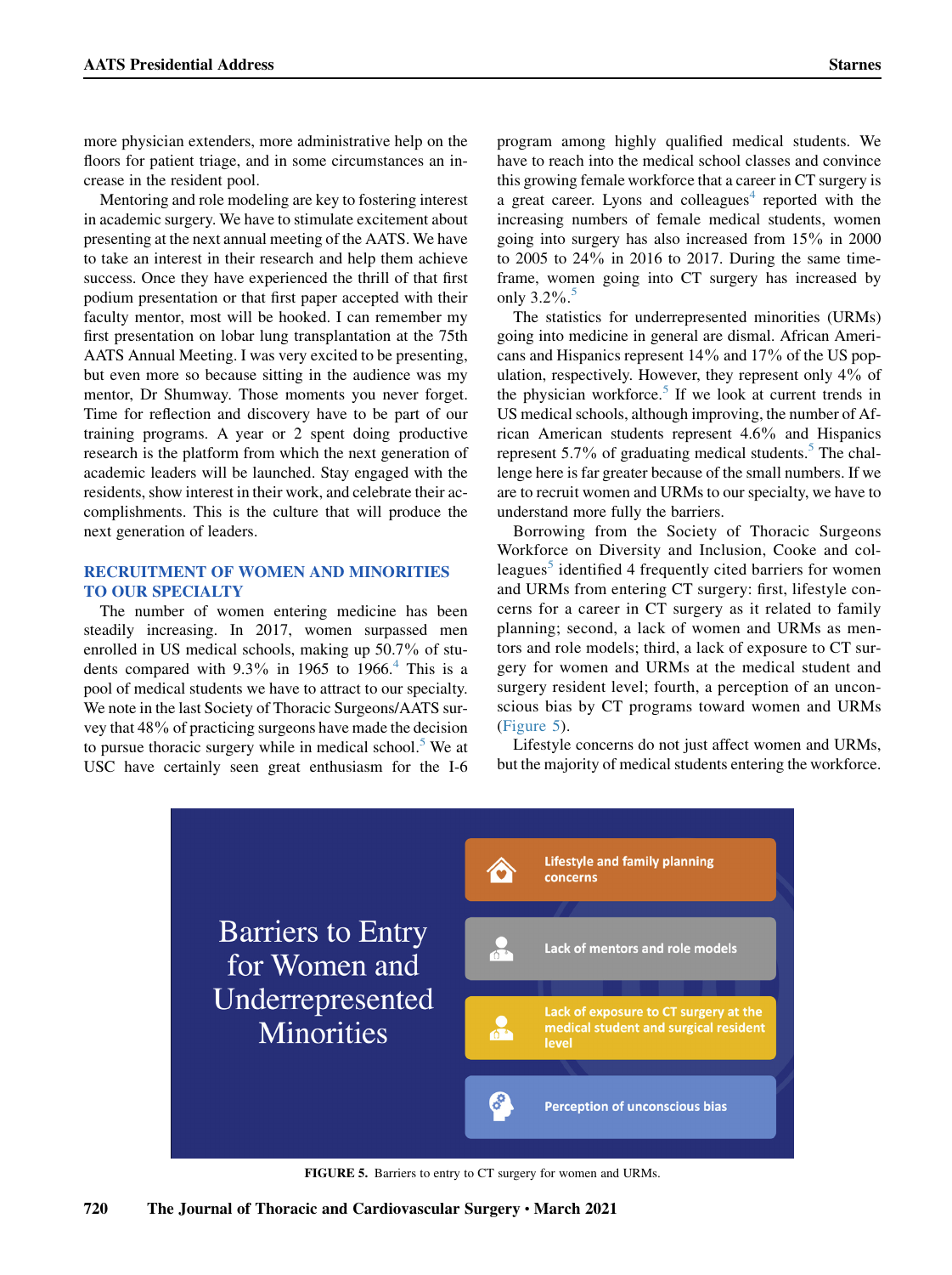more physician extenders, more administrative help on the floors for patient triage, and in some circumstances an increase in the resident pool.

Mentoring and role modeling are key to fostering interest in academic surgery. We have to stimulate excitement about presenting at the next annual meeting of the AATS. We have to take an interest in their research and help them achieve success. Once they have experienced the thrill of that first podium presentation or that first paper accepted with their faculty mentor, most will be hooked. I can remember my first presentation on lobar lung transplantation at the 75th AATS Annual Meeting. I was very excited to be presenting, but even more so because sitting in the audience was my mentor, Dr Shumway. Those moments you never forget. Time for reflection and discovery have to be part of our training programs. A year or 2 spent doing productive research is the platform from which the next generation of academic leaders will be launched. Stay engaged with the residents, show interest in their work, and celebrate their accomplishments. This is the culture that will produce the next generation of leaders.

## RECRUITMENT OF WOMEN AND MINORITIES TO OUR SPECIALTY

The number of women entering medicine has been steadily increasing. In 2017, women surpassed men enrolled in US medical schools, making up 50.7% of students compared with 9.3% in 1965 to 1966.[4] This is a pool of medical students we have to attract to our specialty. We note in the last Society of Thoracic Surgeons/AATS survey that 48% of practicing surgeons have made the decision to pursue thoracic surgery while in medical school.[5] We at USC have certainly seen great enthusiasm for the I-6 program among highly qualified medical students. We have to reach into the medical school classes and convince this growing female workforce that a career in CT surgery is a great career. Lyons and colleagues[4] reported with the increasing numbers of female medical students, women going into surgery has also increased from 15% in 2000 to 2005 to 24% in 2016 to 2017. During the same timeframe, women going into CT surgery has increased by only 3.2%.[5]

The statistics for underrepresented minorities (URMs) going into medicine in general are dismal. African Americans and Hispanics represent 14% and 17% of the US population, respectively. However, they represent only 4% of the physician workforce.[5] If we look at current trends in US medical schools, although improving, the number of African American students represent 4.6% and Hispanics represent 5.7% of graduating medical students.[5] The challenge here is far greater because of the small numbers. If we are to recruit women and URMs to our specialty, we have to understand more fully the barriers.

Borrowing from the Society of Thoracic Surgeons Workforce on Diversity and Inclusion, Cooke and colleagues[5] identified 4 frequently cited barriers for women and URMs from entering CT surgery: first, lifestyle concerns for a career in CT surgery as it related to family planning; second, a lack of women and URMs as mentors and role models; third, a lack of exposure to CT surgery for women and URMs at the medical student and surgery resident level; fourth, a perception of an unconscious bias by CT programs toward women and URMs (Figure 5).

Lifestyle concerns do not just affect women and URMs, but the majority of medical students entering the workforce.

Barriers to Entry for Women and Underrepresented Minorities

Lifestyle and family planning concerns

Lack of mentors and role models

Lack of exposure to CT surgery at the medical student and surgical resident level

Perception of unconscious bias

**FIGURE 5.** Barriers to entry to CT surgery for women and URMs.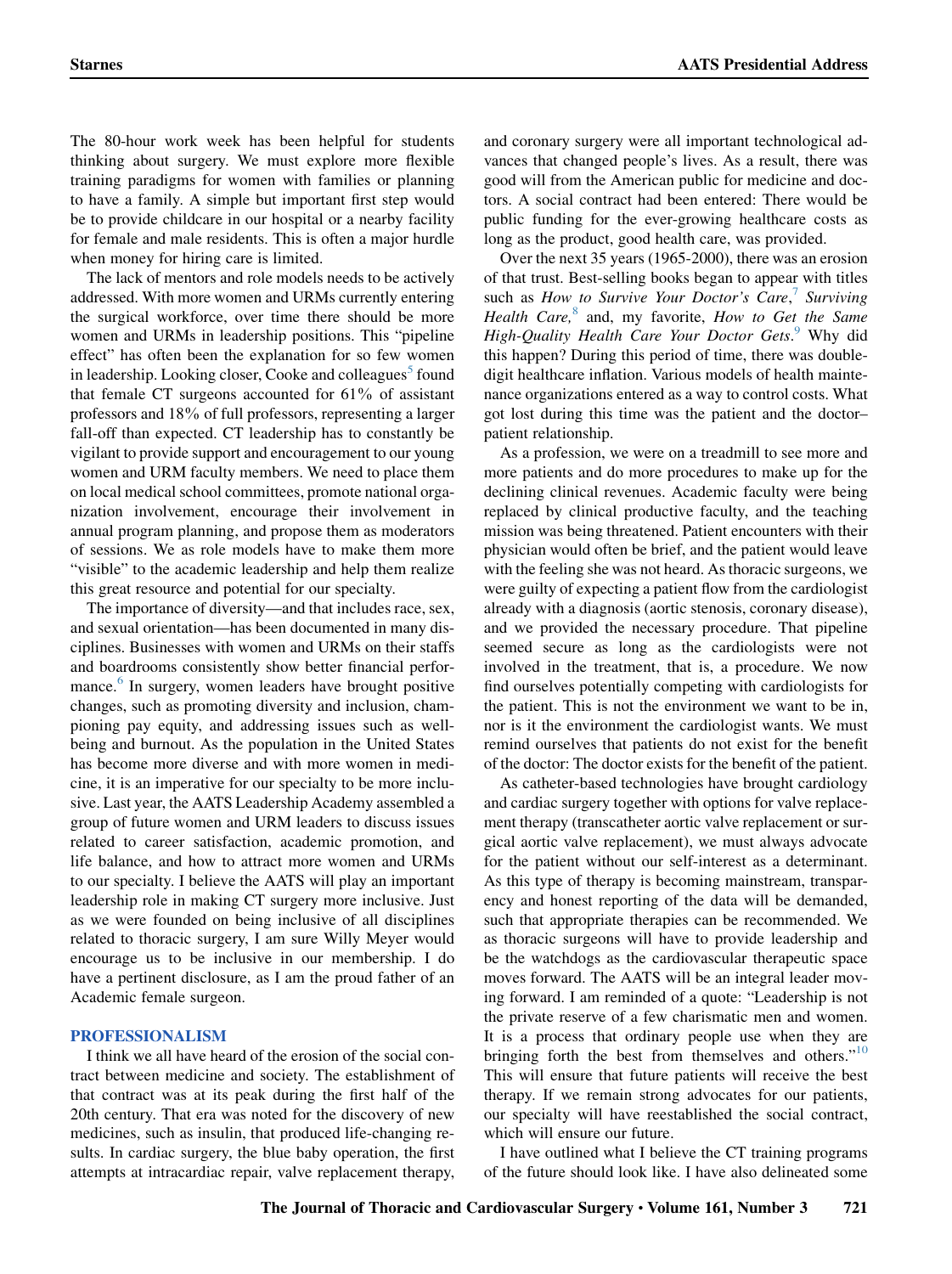The 80-hour work week has been helpful for students thinking about surgery. We must explore more flexible training paradigms for women with families or planning to have a family. A simple but important first step would be to provide childcare in our hospital or a nearby facility for female and male residents. This is often a major hurdle when money for hiring care is limited.

The lack of mentors and role models needs to be actively addressed. With more women and URMs currently entering the surgical workforce, over time there should be more women and URMs in leadership positions. This "pipeline effect" has often been the explanation for so few women in leadership. Looking closer, Cooke and colleagues[5] found that female CT surgeons accounted for 61% of assistant professors and 18% of full professors, representing a larger fall-off than expected. CT leadership has to constantly be vigilant to provide support and encouragement to our young women and URM faculty members. We need to place them on local medical school committees, promote national organization involvement, encourage their involvement in annual program planning, and propose them as moderators of sessions. We as role models have to make them more "visible" to the academic leadership and help them realize this great resource and potential for our specialty.

The importance of diversity—and that includes race, sex, and sexual orientation—has been documented in many disciplines. Businesses with women and URMs on their staffs and boardrooms consistently show better financial performance.[6] In surgery, women leaders have brought positive changes, such as promoting diversity and inclusion, championing pay equity, and addressing issues such as well-being and burnout. As the population in the United States has become more diverse and with more women in medicine, it is an imperative for our specialty to be more inclusive. Last year, the AATS Leadership Academy assembled a group of future women and URM leaders to discuss issues related to career satisfaction, academic promotion, and life balance, and how to attract more women and URMs to our specialty. I believe the AATS will play an important leadership role in making CT surgery more inclusive. Just as we were founded on being inclusive of all disciplines related to thoracic surgery, I am sure Willy Meyer would encourage us to be inclusive in our membership. I do have a pertinent disclosure, as I am the proud father of an Academic female surgeon.

## PROFESSIONALISM

I think we all have heard of the erosion of the social contract between medicine and society. The establishment of that contract was at its peak during the first half of the 20th century. That era was noted for the discovery of new medicines, such as insulin, that produced life-changing results. In cardiac surgery, the blue baby operation, the first attempts at intracardiac repair, valve replacement therapy, and coronary surgery were all important technological advances that changed people's lives. As a result, there was good will from the American public for medicine and doctors. A social contract had been entered: There would be public funding for the ever-growing healthcare costs as long as the product, good health care, was provided.

Over the next 35 years (1965-2000), there was an erosion of that trust. Best-selling books began to appear with titles such as *How to Survive Your Doctor's Care*,[7] *Surviving Health Care*,[8] and, my favorite, *How to Get the Same High-Quality Health Care Your Doctor Gets*.[9] Why did this happen? During this period of time, there was double-digit healthcare inflation. Various models of health maintenance organizations entered as a way to control costs. What got lost during this time was the patient and the doctor–patient relationship.

As a profession, we were on a treadmill to see more and more patients and do more procedures to make up for the declining clinical revenues. Academic faculty were being replaced by clinical productive faculty, and the teaching mission was being threatened. Patient encounters with their physician would often be brief, and the patient would leave with the feeling she was not heard. As thoracic surgeons, we were guilty of expecting a patient flow from the cardiologist already with a diagnosis (aortic stenosis, coronary disease), and we provided the necessary procedure. That pipeline seemed secure as long as the cardiologists were not involved in the treatment, that is, a procedure. We now find ourselves potentially competing with cardiologists for the patient. This is not the environment we want to be in, nor is it the environment the cardiologist wants. We must remind ourselves that patients do not exist for the benefit of the doctor: The doctor exists for the benefit of the patient.

As catheter-based technologies have brought cardiology and cardiac surgery together with options for valve replacement therapy (transcatheter aortic valve replacement or surgical aortic valve replacement), we must always advocate for the patient without our self-interest as a determinant. As this type of therapy is becoming mainstream, transparency and honest reporting of the data will be demanded, such that appropriate therapies can be recommended. We as thoracic surgeons will have to provide leadership and be the watchdogs as the cardiovascular therapeutic space moves forward. The AATS will be an integral leader moving forward. I am reminded of a quote: "Leadership is not the private reserve of a few charismatic men and women. It is a process that ordinary people use when they are bringing forth the best from themselves and others."[10] This will ensure that future patients will receive the best therapy. If we remain strong advocates for our patients, our specialty will have reestablished the social contract, which will ensure our future.

I have outlined what I believe the CT training programs of the future should look like. I have also delineated some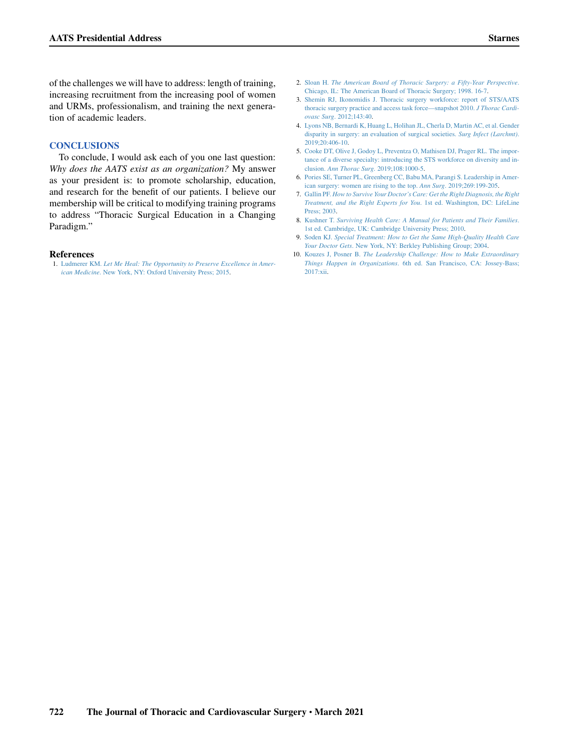of the challenges we will have to address: length of training, increasing recruitment from the increasing pool of women and URMs, professionalism, and training the next generation of academic leaders.

## CONCLUSIONS

To conclude, I would ask each of you one last question: *Why does the AATS exist as an organization?* My answer as your president is: to promote scholarship, education, and research for the benefit of our patients. I believe our membership will be critical to modifying training programs to address "Thoracic Surgical Education in a Changing Paradigm."

## References

1. Ludmerer KM. *Let Me Heal: The Opportunity to Preserve Excellence in American Medicine*. New York, NY: Oxford University Press; 2015.
2. Sloan H. *The American Board of Thoracic Surgery: a Fifty-Year Perspective*. Chicago, IL: The American Board of Thoracic Surgery; 1998. 16-7.
3. Shemin RJ, Ikonomidis J. Thoracic surgery workforce: report of STS/AATS thoracic surgery practice and access task force—snapshot 2010. *J Thorac Cardiovasc Surg*. 2012;143:40.
4. Lyons NB, Bernardi K, Huang L, Holihan JL, Cherla D, Martin AC, et al. Gender disparity in surgery: an evaluation of surgical societies. *Surg Infect (Larchmt)*. 2019;20:406-10.
5. Cooke DT, Olive J, Godoy L, Preventza O, Mathisen DJ, Prager RL. The importance of a diverse specialty: introducing the STS workforce on diversity and inclusion. *Ann Thorac Surg*. 2019;108:1000-5.
6. Pories SE, Turner PL, Greenberg CC, Babu MA, Parangi S. Leadership in American surgery: women are rising to the top. *Ann Surg*. 2019;269:199-205.
7. Gallin PF. *How to Survive Your Doctor's Care: Get the Right Diagnosis, the Right Treatment, and the Right Experts for You*. 1st ed. Washington, DC: LifeLine Press; 2003.
8. Kushner T. *Surviving Health Care: A Manual for Patients and Their Families*. 1st ed. Cambridge, UK: Cambridge University Press; 2010.
9. Soden KJ. *Special Treatment: How to Get the Same High-Quality Health Care Your Doctor Gets*. New York, NY: Berkley Publishing Group; 2004.
10. Kouzes J, Posner B. *The Leadership Challenge: How to Make Extraordinary Things Happen in Organizations*. 6th ed. San Francisco, CA: Jossey-Bass; 2017:xii.